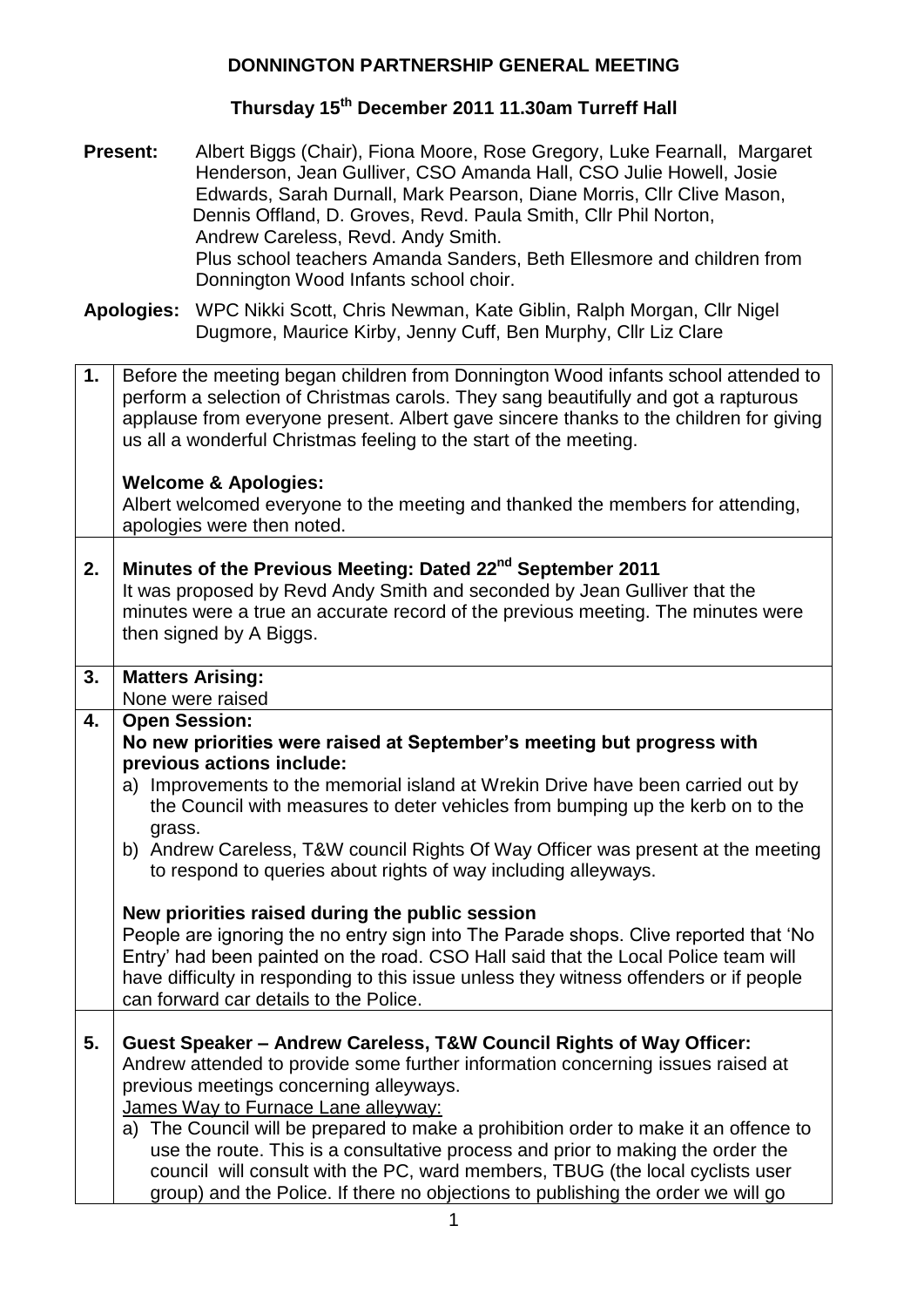# DONNINGTON PARTNERSHIP GENERAL MEETING

## Thursday 15th December 2011 11.30am Turreff Hall

**Present:** Albert Biggs (Chair), Fiona Moore, Rose Gregory, Luke Fearnall, Margaret Henderson, Jean Gulliver, CSO Amanda Hall, CSO Julie Howell, Josie Edwards, Sarah Durnall, Mark Pearson, Diane Morris, Cllr Clive Mason, Dennis Offland, D. Groves, Revd. Paula Smith, Cllr Phil Norton, Andrew Careless, Revd. Andy Smith.
Plus school teachers Amanda Sanders, Beth Ellesmore and children from Donnington Wood Infants school choir.

**Apologies:** WPC Nikki Scott, Chris Newman, Kate Giblin, Ralph Morgan, Cllr Nigel Dugmore, Maurice Kirby, Jenny Cuff, Ben Murphy, Cllr Liz Clare

| | |
|---|---|
| **1.** | Before the meeting began children from Donnington Wood infants school attended to perform a selection of Christmas carols. They sang beautifully and got a rapturous applause from everyone present. Albert gave sincere thanks to the children for giving us all a wonderful Christmas feeling to the start of the meeting.<br><br>**Welcome & Apologies:**<br>Albert welcomed everyone to the meeting and thanked the members for attending, apologies were then noted. |
| **2.** | **Minutes of the Previous Meeting: Dated 22nd September 2011**<br>It was proposed by Revd Andy Smith and seconded by Jean Gulliver that the minutes were a true an accurate record of the previous meeting. The minutes were then signed by A Biggs. |
| **3.** | **Matters Arising:**<br>None were raised |
| **4.** | **Open Session:**<br>**No new priorities were raised at September's meeting but progress with previous actions include:**<br>a) Improvements to the memorial island at Wrekin Drive have been carried out by the Council with measures to deter vehicles from bumping up the kerb on to the grass.<br>b) Andrew Careless, T&W council Rights Of Way Officer was present at the meeting to respond to queries about rights of way including alleyways.<br><br>**New priorities raised during the public session**<br>People are ignoring the no entry sign into The Parade shops. Clive reported that 'No Entry' had been painted on the road. CSO Hall said that the Local Police team will have difficulty in responding to this issue unless they witness offenders or if people can forward car details to the Police. |
| **5.** | **Guest Speaker – Andrew Careless, T&W Council Rights of Way Officer:**<br>Andrew attended to provide some further information concerning issues raised at previous meetings concerning alleyways.<br><u>James Way to Furnace Lane alleyway:</u><br>a) The Council will be prepared to make a prohibition order to make it an offence to use the route. This is a consultative process and prior to making the order the council will consult with the PC, ward members, TBUG (the local cyclists user group) and the Police. If there no objections to publishing the order we will go |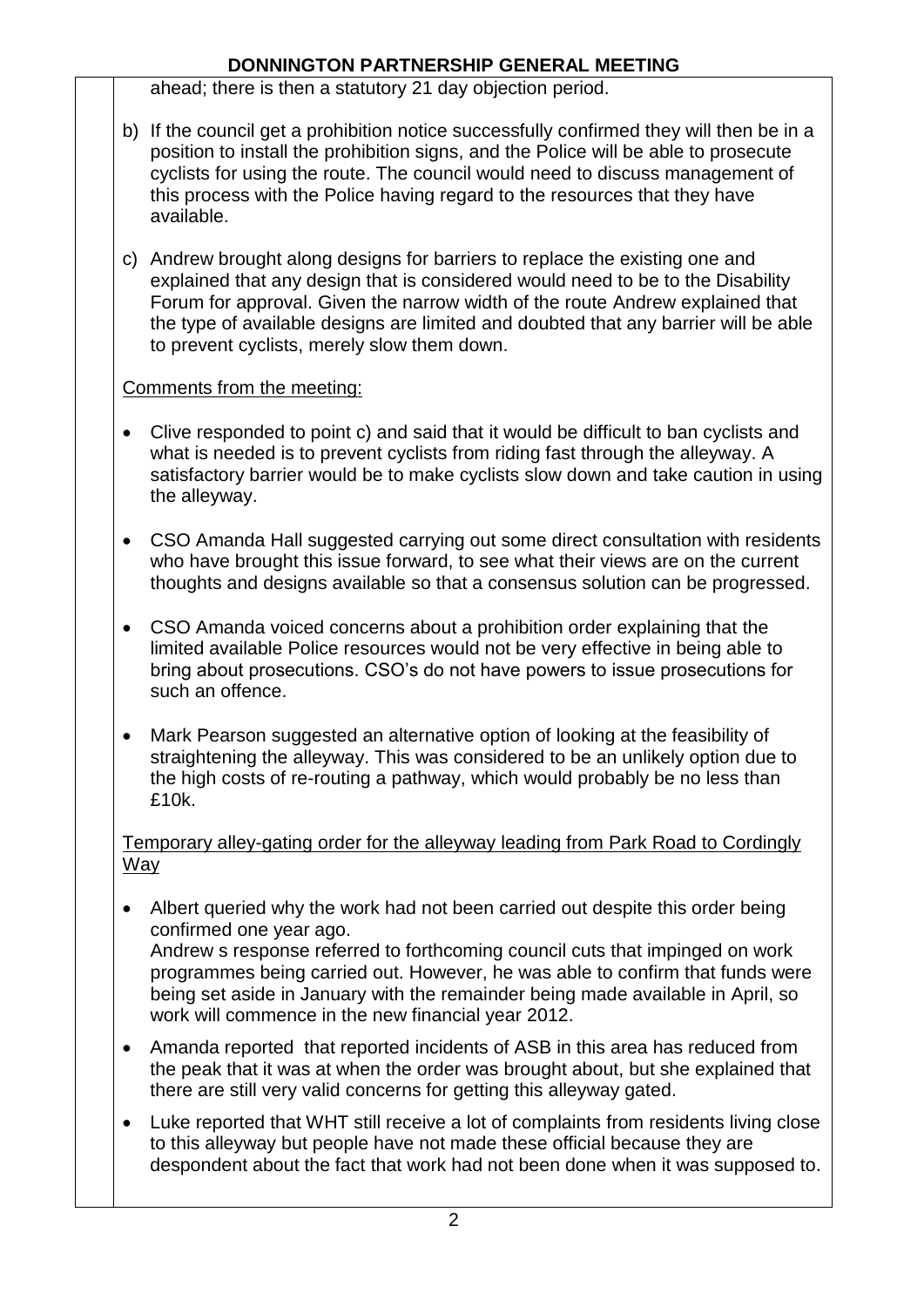ahead; there is then a statutory 21 day objection period.

b) If the council get a prohibition notice successfully confirmed they will then be in a position to install the prohibition signs, and the Police will be able to prosecute cyclists for using the route. The council would need to discuss management of this process with the Police having regard to the resources that they have available.

c) Andrew brought along designs for barriers to replace the existing one and explained that any design that is considered would need to be to the Disability Forum for approval. Given the narrow width of the route Andrew explained that the type of available designs are limited and doubted that any barrier will be able to prevent cyclists, merely slow them down.

Comments from the meeting:

- Clive responded to point c) and said that it would be difficult to ban cyclists and what is needed is to prevent cyclists from riding fast through the alleyway. A satisfactory barrier would be to make cyclists slow down and take caution in using the alleyway.

- CSO Amanda Hall suggested carrying out some direct consultation with residents who have brought this issue forward, to see what their views are on the current thoughts and designs available so that a consensus solution can be progressed.

- CSO Amanda voiced concerns about a prohibition order explaining that the limited available Police resources would not be very effective in being able to bring about prosecutions. CSO's do not have powers to issue prosecutions for such an offence.

- Mark Pearson suggested an alternative option of looking at the feasibility of straightening the alleyway. This was considered to be an unlikely option due to the high costs of re-routing a pathway, which would probably be no less than £10k.

Temporary alley-gating order for the alleyway leading from Park Road to Cordingly Way

- Albert queried why the work had not been carried out despite this order being confirmed one year ago.
  Andrew s response referred to forthcoming council cuts that impinged on work programmes being carried out. However, he was able to confirm that funds were being set aside in January with the remainder being made available in April, so work will commence in the new financial year 2012.

- Amanda reported that reported incidents of ASB in this area has reduced from the peak that it was at when the order was brought about, but she explained that there are still very valid concerns for getting this alleyway gated.

- Luke reported that WHT still receive a lot of complaints from residents living close to this alleyway but people have not made these official because they are despondent about the fact that work had not been done when it was supposed to.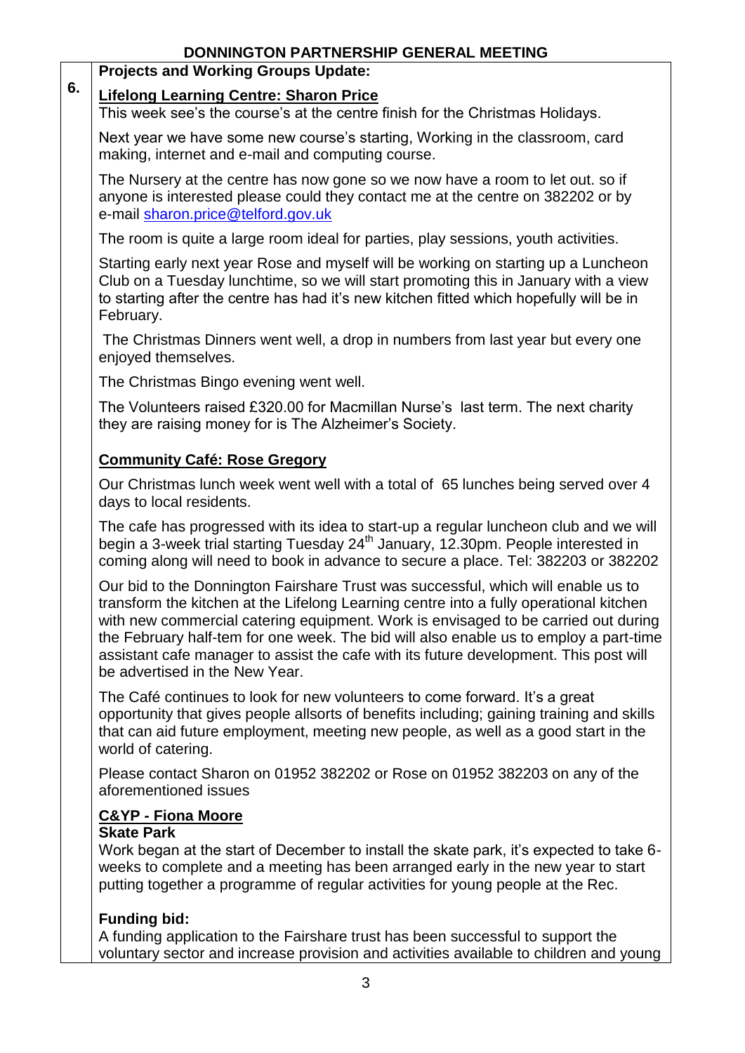**6. Projects and Working Groups Update:**

**Lifelong Learning Centre: Sharon Price**

This week see's the course's at the centre finish for the Christmas Holidays.

Next year we have some new course's starting, Working in the classroom, card making, internet and e-mail and computing course.

The Nursery at the centre has now gone so we now have a room to let out. so if anyone is interested please could they contact me at the centre on 382202 or by e-mail sharon.price@telford.gov.uk

The room is quite a large room ideal for parties, play sessions, youth activities.

Starting early next year Rose and myself will be working on starting up a Luncheon Club on a Tuesday lunchtime, so we will start promoting this in January with a view to starting after the centre has had it's new kitchen fitted which hopefully will be in February.

The Christmas Dinners went well, a drop in numbers from last year but every one enjoyed themselves.

The Christmas Bingo evening went well.

The Volunteers raised £320.00 for Macmillan Nurse's last term. The next charity they are raising money for is The Alzheimer's Society.

**Community Café: Rose Gregory**

Our Christmas lunch week went well with a total of 65 lunches being served over 4 days to local residents.

The cafe has progressed with its idea to start-up a regular luncheon club and we will begin a 3-week trial starting Tuesday 24th January, 12.30pm. People interested in coming along will need to book in advance to secure a place. Tel: 382203 or 382202

Our bid to the Donnington Fairshare Trust was successful, which will enable us to transform the kitchen at the Lifelong Learning centre into a fully operational kitchen with new commercial catering equipment. Work is envisaged to be carried out during the February half-tem for one week. The bid will also enable us to employ a part-time assistant cafe manager to assist the cafe with its future development. This post will be advertised in the New Year.

The Café continues to look for new volunteers to come forward. It's a great opportunity that gives people allsorts of benefits including; gaining training and skills that can aid future employment, meeting new people, as well as a good start in the world of catering.

Please contact Sharon on 01952 382202 or Rose on 01952 382203 on any of the aforementioned issues

**C&YP - Fiona Moore**

**Skate Park**

Work began at the start of December to install the skate park, it's expected to take 6-weeks to complete and a meeting has been arranged early in the new year to start putting together a programme of regular activities for young people at the Rec.

**Funding bid:**

A funding application to the Fairshare trust has been successful to support the voluntary sector and increase provision and activities available to children and young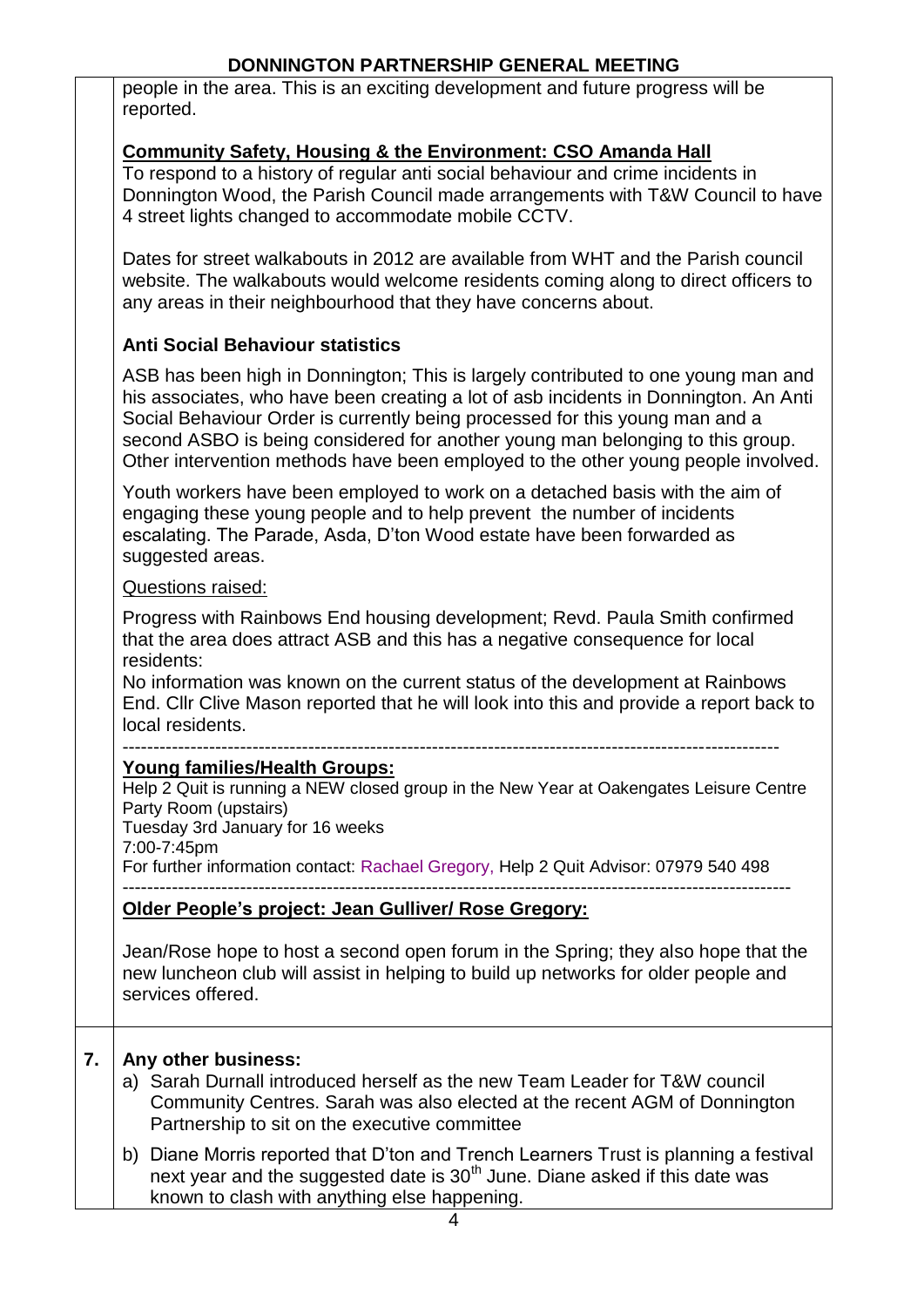people in the area. This is an exciting development and future progress will be reported.

**Community Safety, Housing & the Environment: CSO Amanda Hall**

To respond to a history of regular anti social behaviour and crime incidents in Donnington Wood, the Parish Council made arrangements with T&W Council to have 4 street lights changed to accommodate mobile CCTV.

Dates for street walkabouts in 2012 are available from WHT and the Parish council website. The walkabouts would welcome residents coming along to direct officers to any areas in their neighbourhood that they have concerns about.

**Anti Social Behaviour statistics**

ASB has been high in Donnington; This is largely contributed to one young man and his associates, who have been creating a lot of asb incidents in Donnington. An Anti Social Behaviour Order is currently being processed for this young man and a second ASBO is being considered for another young man belonging to this group. Other intervention methods have been employed to the other young people involved.

Youth workers have been employed to work on a detached basis with the aim of engaging these young people and to help prevent the number of incidents escalating. The Parade, Asda, D'ton Wood estate have been forwarded as suggested areas.

Questions raised:

Progress with Rainbows End housing development; Revd. Paula Smith confirmed that the area does attract ASB and this has a negative consequence for local residents:
No information was known on the current status of the development at Rainbows End. Cllr Clive Mason reported that he will look into this and provide a report back to local residents.

---

**Young families/Health Groups:**

Help 2 Quit is running a NEW closed group in the New Year at Oakengates Leisure Centre Party Room (upstairs)
Tuesday 3rd January for 16 weeks
7:00-7:45pm
For further information contact: Rachael Gregory, Help 2 Quit Advisor: 07979 540 498

---

**Older People's project: Jean Gulliver/ Rose Gregory:**

Jean/Rose hope to host a second open forum in the Spring; they also hope that the new luncheon club will assist in helping to build up networks for older people and services offered.

**7. Any other business:**

a) Sarah Durnall introduced herself as the new Team Leader for T&W council Community Centres. Sarah was also elected at the recent AGM of Donnington Partnership to sit on the executive committee

b) Diane Morris reported that D'ton and Trench Learners Trust is planning a festival next year and the suggested date is 30th June. Diane asked if this date was known to clash with anything else happening.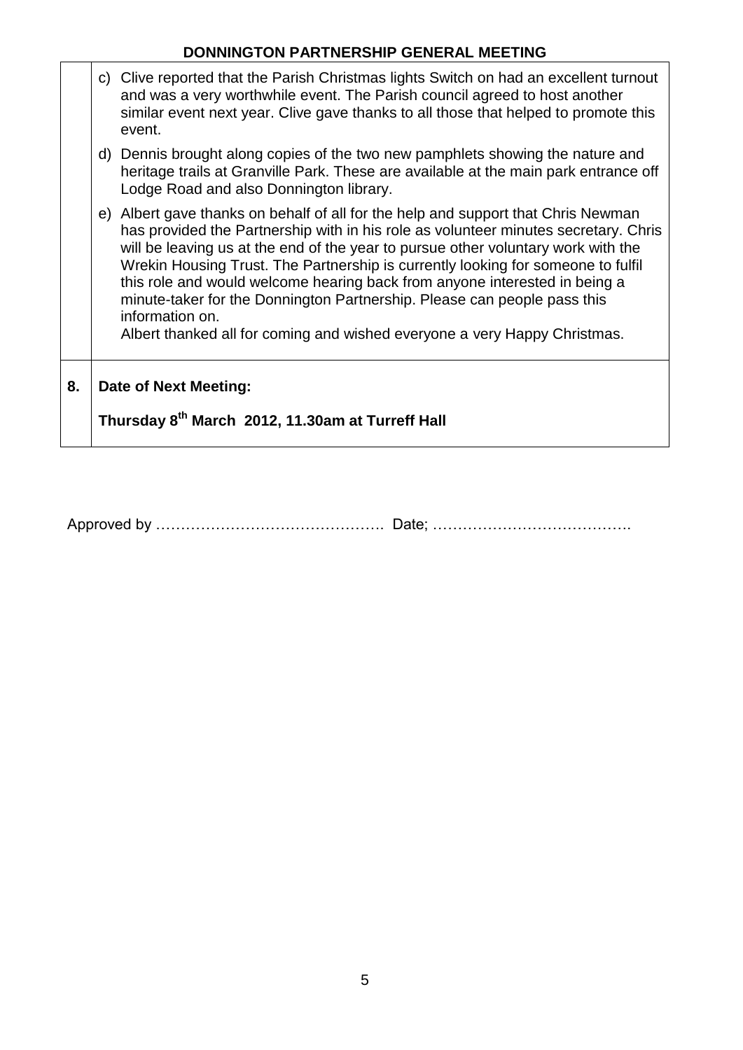| | |
|---|---|
| | c) Clive reported that the Parish Christmas lights Switch on had an excellent turnout and was a very worthwhile event. The Parish council agreed to host another similar event next year. Clive gave thanks to all those that helped to promote this event.<br><br>d) Dennis brought along copies of the two new pamphlets showing the nature and heritage trails at Granville Park. These are available at the main park entrance off Lodge Road and also Donnington library.<br><br>e) Albert gave thanks on behalf of all for the help and support that Chris Newman has provided the Partnership with in his role as volunteer minutes secretary. Chris will be leaving us at the end of the year to pursue other voluntary work with the Wrekin Housing Trust. The Partnership is currently looking for someone to fulfil this role and would welcome hearing back from anyone interested in being a minute-taker for the Donnington Partnership. Please can people pass this information on.<br>Albert thanked all for coming and wished everyone a very Happy Christmas. |
| **8.** | **Date of Next Meeting:**<br><br>**Thursday 8th March 2012, 11.30am at Turreff Hall** |

Approved by ………………………………………. Date; ………………………………….